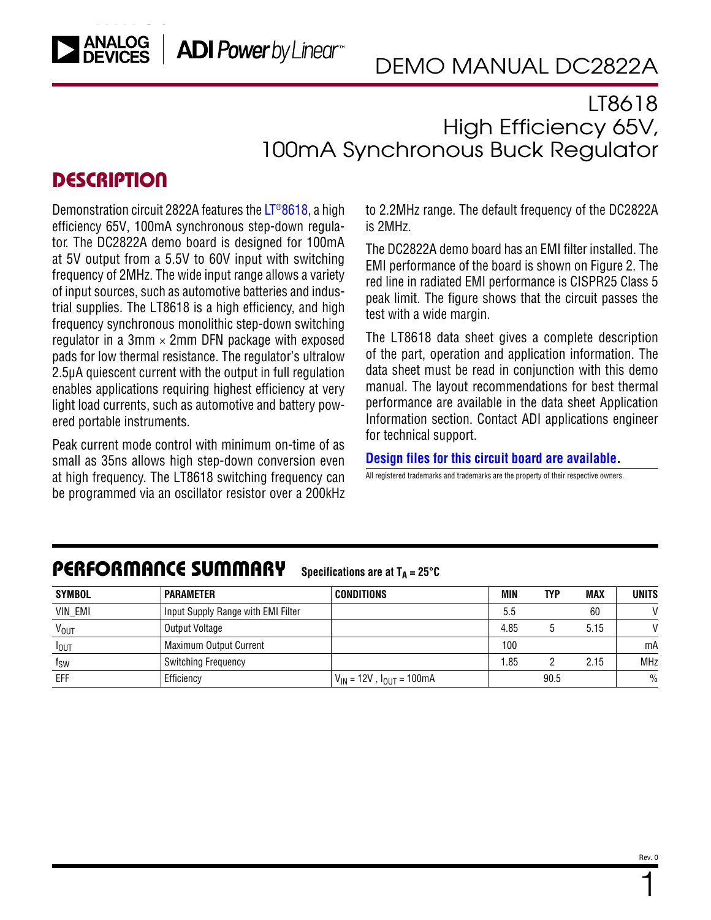# DEMO MANUAL DC2822A

## LT8618 High Efficiency 65V, 100mA Synchronous Buck Regulator

## DESCRIPTION

Demonstration circuit 2822A features the LT®8618, a high efficiency 65V, 100mA synchronous step-down regulator. The DC2822A demo board is designed for 100mA at 5V output from a 5.5V to 60V input with switching frequency of 2MHz. The wide input range allows a variety of input sources, such as automotive batteries and industrial supplies. The LT8618 is a high efficiency, and high frequency synchronous monolithic step-down switching regulator in a 3mm × 2mm DFN package with exposed pads for low thermal resistance. The regulator's ultralow 2.5µA quiescent current with the output in full regulation enables applications requiring highest efficiency at very light load currents, such as automotive and battery powered portable instruments.

Peak current mode control with minimum on-time of as small as 35ns allows high step-down conversion even at high frequency. The LT8618 switching frequency can be programmed via an oscillator resistor over a 200kHz to 2.2MHz range. The default frequency of the DC2822A is 2MHz.

The DC2822A demo board has an EMI filter installed. The EMI performance of the board is shown on Figure 2. The red line in radiated EMI performance is CISPR25 Class 5 peak limit. The figure shows that the circuit passes the test with a wide margin.

The LT8618 data sheet gives a complete description of the part, operation and application information. The data sheet must be read in conjunction with this demo manual. The layout recommendations for best thermal performance are available in the data sheet Application Information section. Contact ADI applications engineer for technical support.

**Design files for this circuit board are available.**

All registered trademarks and trademarks are the property of their respective owners.

## PERFORMANCE SUMMARY

Specifications are at $T_A = 25°C$

| SYMBOL | PARAMETER | CONDITIONS | MIN | TYP | MAX | UNITS |
|---|---|---|---|---|---|---|
| VIN_EMI | Input Supply Range with EMI Filter | | 5.5 | | 60 | V |
| $V_{OUT}$ | Output Voltage | | 4.85 | 5 | 5.15 | V |
| $I_{OUT}$ | Maximum Output Current | | 100 | | | mA |
| $f_{SW}$ | Switching Frequency | | 1.85 | 2 | 2.15 | MHz |
| EFF | Efficiency | $V_{IN}$ = 12V , $I_{OUT}$ = 100mA | | 90.5 | | % |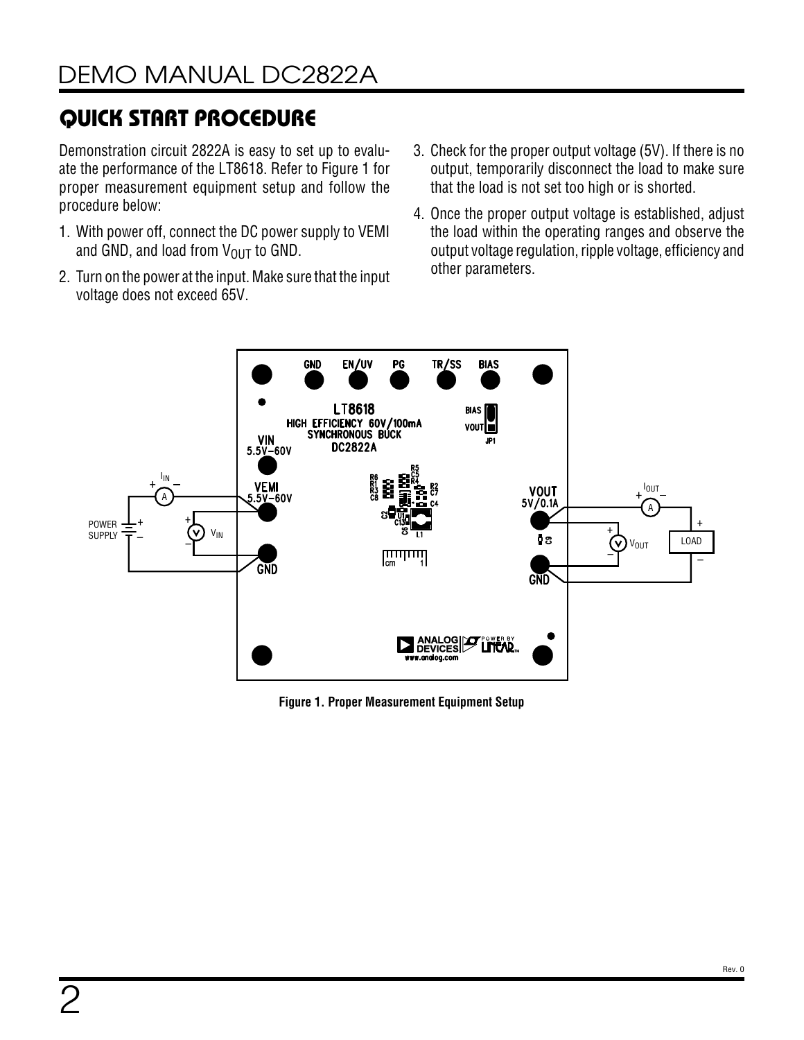## QUICK START PROCEDURE

Demonstration circuit 2822A is easy to set up to evaluate the performance of the LT8618. Refer to Figure 1 for proper measurement equipment setup and follow the procedure below:

1. With power off, connect the DC power supply to VEMI and GND, and load from $V_{OUT}$ to GND.
2. Turn on the power at the input. Make sure that the input voltage does not exceed 65V.
3. Check for the proper output voltage (5V). If there is no output, temporarily disconnect the load to make sure that the load is not set too high or is shorted.
4. Once the proper output voltage is established, adjust the load within the operating ranges and observe the output voltage regulation, ripple voltage, efficiency and other parameters.

**Figure 1. Proper Measurement Equipment Setup**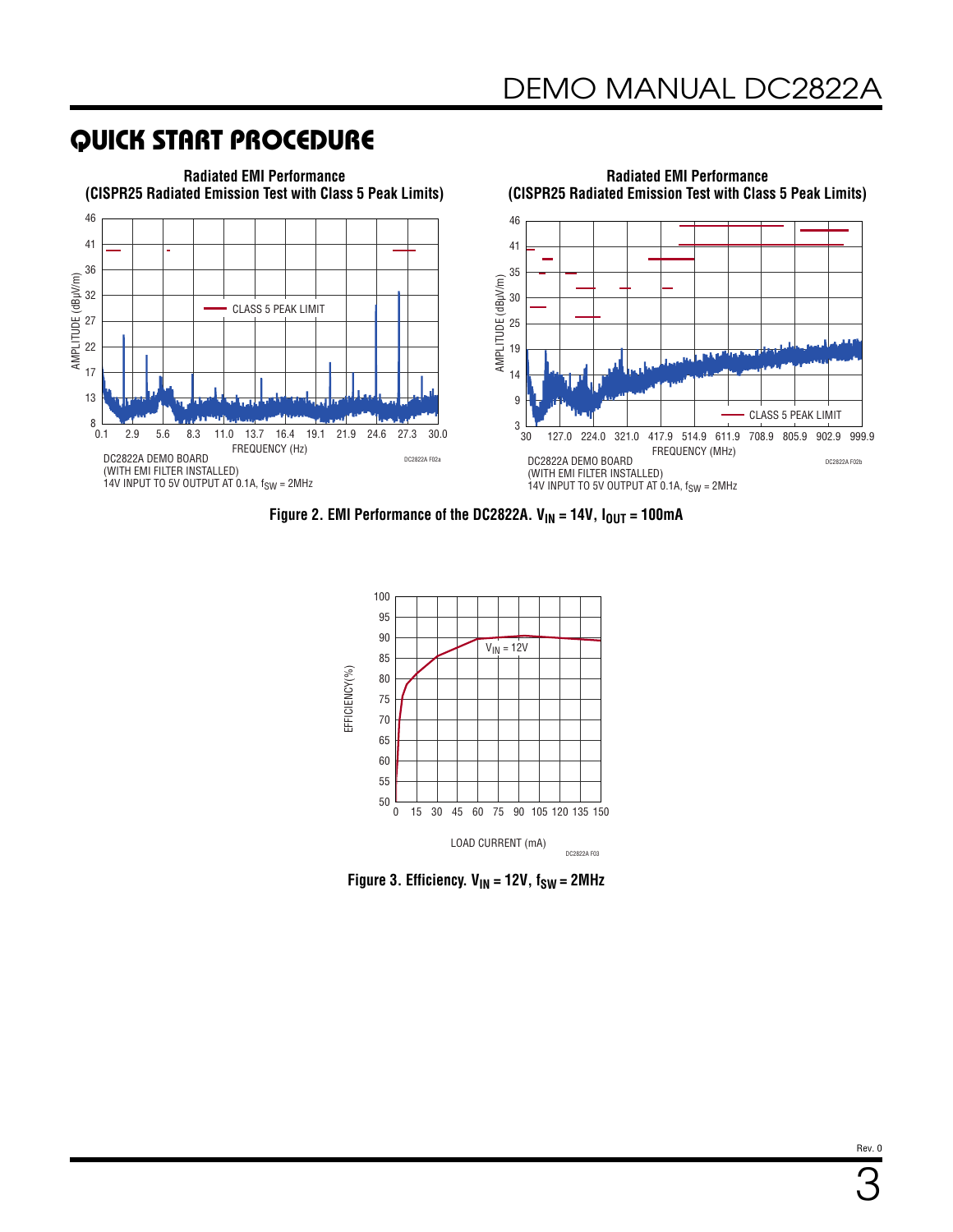## QUICK START PROCEDURE

**Radiated EMI Performance (CISPR25 Radiated Emission Test with Class 5 Peak Limits)**

AMPLITUDE (dBµV/m): 8, 13, 17, 22, 27, 32, 36, 41, 46

FREQUENCY (Hz): 0.1, 2.9, 5.6, 8.3, 11.0, 13.7, 16.4, 19.1, 21.9, 24.6, 27.3, 30.0

CLASS 5 PEAK LIMIT

DC2822A DEMO BOARD
(WITH EMI FILTER INSTALLED)
14V INPUT TO 5V OUTPUT AT 0.1A, $f_{SW}$ = 2MHz

DC2822A F02a

**Radiated EMI Performance (CISPR25 Radiated Emission Test with Class 5 Peak Limits)**

AMPLITUDE (dBµV/m): 3, 9, 14, 19, 25, 30, 35, 41, 46

FREQUENCY (MHz): 30, 127.0, 224.0, 321.0, 417.9, 514.9, 611.9, 708.9, 805.9, 902.9, 999.9

CLASS 5 PEAK LIMIT

DC2822A DEMO BOARD
(WITH EMI FILTER INSTALLED)
14V INPUT TO 5V OUTPUT AT 0.1A, $f_{SW}$ = 2MHz

DC2822A F02b

**Figure 2. EMI Performance of the DC2822A. $V_{IN}$ = 14V, $I_{OUT}$ = 100mA**

EFFICIENCY (%): 50, 55, 60, 65, 70, 75, 80, 85, 90, 95, 100

LOAD CURRENT (mA): 0, 15, 30, 45, 60, 75, 90, 105, 120, 135, 150

$V_{IN}$ = 12V

DC2822A F03

**Figure 3. Efficiency. $V_{IN}$ = 12V, $f_{SW}$ = 2MHz**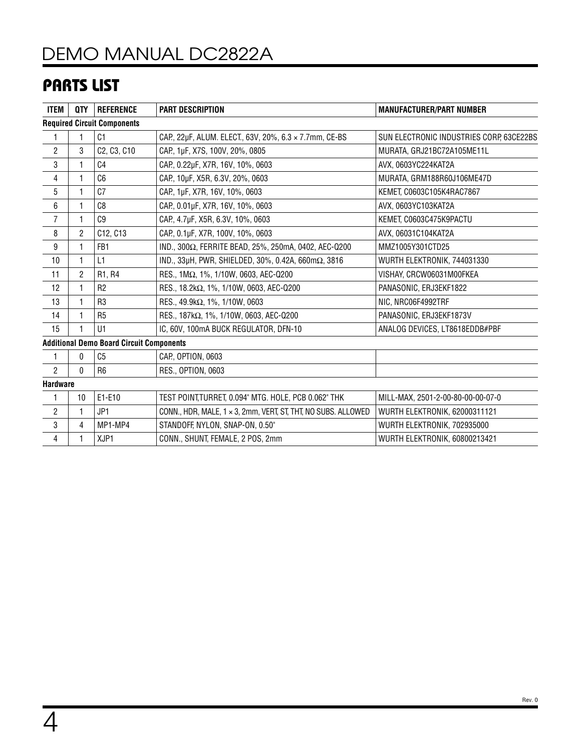## PARTS LIST

| ITEM | QTY | REFERENCE | PART DESCRIPTION | MANUFACTURER/PART NUMBER |
|---|---|---|---|---|
| **Required Circuit Components** | | | | |
| 1 | 1 | C1 | CAP., 22µF, ALUM. ELECT., 63V, 20%, 6.3 × 7.7mm, CE-BS | SUN ELECTRONIC INDUSTRIES CORP, 63CE22BS |
| 2 | 3 | C2, C3, C10 | CAP., 1µF, X7S, 100V, 20%, 0805 | MURATA, GRJ21BC72A105ME11L |
| 3 | 1 | C4 | CAP., 0.22µF, X7R, 16V, 10%, 0603 | AVX, 0603YC224KAT2A |
| 4 | 1 | C6 | CAP., 10µF, X5R, 6.3V, 20%, 0603 | MURATA, GRM188R60J106ME47D |
| 5 | 1 | C7 | CAP., 1µF, X7R, 16V, 10%, 0603 | KEMET, C0603C105K4RAC7867 |
| 6 | 1 | C8 | CAP., 0.01µF, X7R, 16V, 10%, 0603 | AVX, 0603YC103KAT2A |
| 7 | 1 | C9 | CAP., 4.7µF, X5R, 6.3V, 10%, 0603 | KEMET, C0603C475K9PACTU |
| 8 | 2 | C12, C13 | CAP., 0.1µF, X7R, 100V, 10%, 0603 | AVX, 06031C104KAT2A |
| 9 | 1 | FB1 | IND., 300Ω, FERRITE BEAD, 25%, 250mA, 0402, AEC-Q200 | MMZ1005Y301CTD25 |
| 10 | 1 | L1 | IND., 33µH, PWR, SHIELDED, 30%, 0.42A, 660mΩ, 3816 | WURTH ELEKTRONIK, 744031330 |
| 11 | 2 | R1, R4 | RES., 1MΩ, 1%, 1/10W, 0603, AEC-Q200 | VISHAY, CRCW06031M00FKEA |
| 12 | 1 | R2 | RES., 18.2kΩ, 1%, 1/10W, 0603, AEC-Q200 | PANASONIC, ERJ3EKF1822 |
| 13 | 1 | R3 | RES., 49.9kΩ, 1%, 1/10W, 0603 | NIC, NRC06F4992TRF |
| 14 | 1 | R5 | RES., 187kΩ, 1%, 1/10W, 0603, AEC-Q200 | PANASONIC, ERJ3EKF1873V |
| 15 | 1 | U1 | IC, 60V, 100mA BUCK REGULATOR, DFN-10 | ANALOG DEVICES, LT8618EDDB#PBF |
| **Additional Demo Board Circuit Components** | | | | |
| 1 | 0 | C5 | CAP., OPTION, 0603 | |
| 2 | 0 | R6 | RES., OPTION, 0603 | |
| **Hardware** | | | | |
| 1 | 10 | E1-E10 | TEST POINT,TURRET, 0.094" MTG. HOLE, PCB 0.062" THK | MILL-MAX, 2501-2-00-80-00-00-07-0 |
| 2 | 1 | JP1 | CONN., HDR, MALE, 1 × 3, 2mm, VERT, ST, THT, NO SUBS. ALLOWED | WURTH ELEKTRONIK, 62000311121 |
| 3 | 4 | MP1-MP4 | STANDOFF, NYLON, SNAP-ON, 0.50" | WURTH ELEKTRONIK, 702935000 |
| 4 | 1 | XJP1 | CONN., SHUNT, FEMALE, 2 POS, 2mm | WURTH ELEKTRONIK, 60800213421 |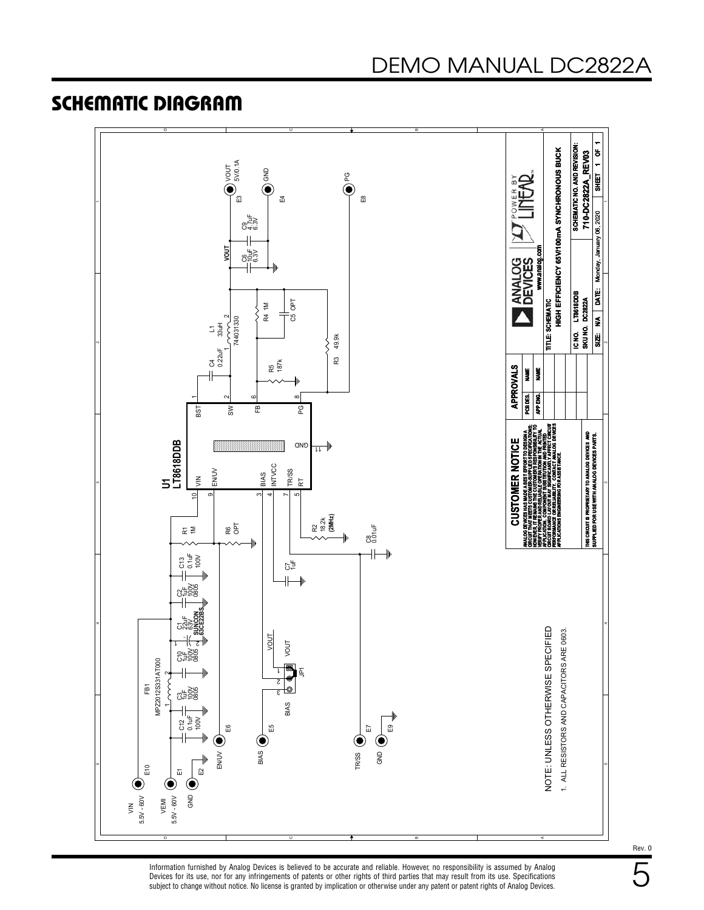## SCHEMATIC DIAGRAM

VIN 5.5V - 60V E10

VEMI 5.5V - 60V E1

GND E2

EN/UV E6

BIAS E5

TR/SS E7

GND E9

FB1 MPZ2012S331AT000

C12 0.1uF 100V

C3 1uF 100V 0805

C10 1uF 100V 0805

C1 22uF 63V SUNCON 63CE22BS

C2 1uF 100V 0805

C13 0.1uF 100V

R1 1M

R6 OPT

C7 1uF

JP1 VOUT BIAS

R2 18.2k (2MHz)

C8 0.01uF

U1 LT8618DDB

VIN 10, EN/UV 9, BIAS 3, INTVCC 4, TR/SS 7, RT 5, GND 11, BST 1, SW 2, FB 6, PG 8

C4 0.22uF

L1 33uH 744031330

R5 187k

R4 1M

C5 OPT

R3 49.9k

C6 10uF 6.3V

C9 4.7uF 6.3V

VOUT 5V/0.1A E3

GND E4

PG E8

NOTE: UNLESS OTHERWISE SPECIFIED

1. ALL RESISTORS AND CAPACITORS ARE 0603.

**CUSTOMER NOTICE**

ANALOG DEVICES HAS MADE A BEST EFFORT TO DESIGN A CIRCUIT THAT MEETS CUSTOMER-SUPPLIED SPECIFICATIONS; HOWEVER, IT REMAINS THE CUSTOMER'S RESPONSIBILITY TO VERIFY PROPER AND RELIABLE OPERATION IN THE ACTUAL APPLICATION. COMPONENT SUBSTITUTION AND PRINTED CIRCUIT BOARD LAYOUT MAY SIGNIFICANTLY AFFECT CIRCUIT PERFORMANCE OR RELIABILITY. CONTACT ANALOG DEVICES APPLICATIONS ENGINEERING FOR ASSISTANCE.

THIS CIRCUIT IS PROPRIETARY TO ANALOG DEVICES AND SUPPLIED FOR USE WITH ANALOG DEVICES PARTS.

| APPROVALS | |
|---|---|
| PCB DES. | NAME |
| APP ENG. | NAME |

ANALOG DEVICES www.analog.com — POWER BY LINEAR

TITLE: SCHEMATIC HIGH EFFICIENCY 65V/100mA SYNCHRONOUS BUCK

IC NO. LT8618DDB

SKU NO. DC2822A

SCHEMATIC NO. AND REVISION: 710-DC2822A_REV03

SIZE: N/A DATE: Monday, January 06, 2020 SHEET 1 OF 1

Information furnished by Analog Devices is believed to be accurate and reliable. However, no responsibility is assumed by Analog Devices for its use, nor for any infringements of patents or other rights of third parties that may result from its use. Specifications subject to change without notice. No license is granted by implication or otherwise under any patent or patent rights of Analog Devices.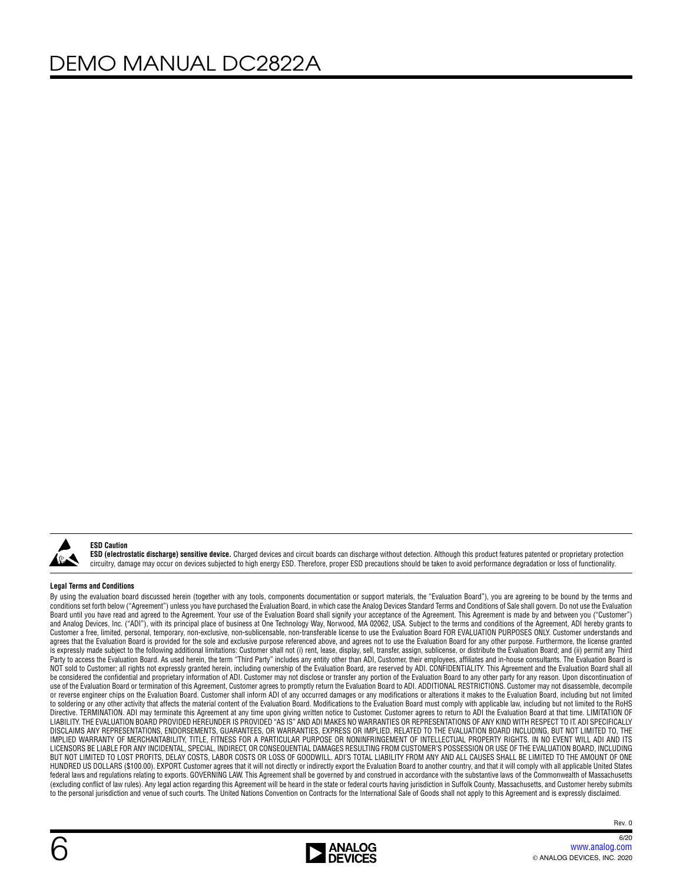**ESD Caution**

**ESD (electrostatic discharge) sensitive device.** Charged devices and circuit boards can discharge without detection. Although this product features patented or proprietary protection circuitry, damage may occur on devices subjected to high energy ESD. Therefore, proper ESD precautions should be taken to avoid performance degradation or loss of functionality.

**Legal Terms and Conditions**

By using the evaluation board discussed herein (together with any tools, components documentation or support materials, the "Evaluation Board"), you are agreeing to be bound by the terms and conditions set forth below ("Agreement") unless you have purchased the Evaluation Board, in which case the Analog Devices Standard Terms and Conditions of Sale shall govern. Do not use the Evaluation Board until you have read and agreed to the Agreement. Your use of the Evaluation Board shall signify your acceptance of the Agreement. This Agreement is made by and between you ("Customer") and Analog Devices, Inc. ("ADI"), with its principal place of business at One Technology Way, Norwood, MA 02062, USA. Subject to the terms and conditions of the Agreement, ADI hereby grants to Customer a free, limited, personal, temporary, non-exclusive, non-sublicensable, non-transferable license to use the Evaluation Board FOR EVALUATION PURPOSES ONLY. Customer understands and agrees that the Evaluation Board is provided for the sole and exclusive purpose referenced above, and agrees not to use the Evaluation Board for any other purpose. Furthermore, the license granted is expressly made subject to the following additional limitations: Customer shall not (i) rent, lease, display, sell, transfer, assign, sublicense, or distribute the Evaluation Board; and (ii) permit any Third Party to access the Evaluation Board. As used herein, the term "Third Party" includes any entity other than ADI, Customer, their employees, affiliates and in-house consultants. The Evaluation Board is NOT sold to Customer; all rights not expressly granted herein, including ownership of the Evaluation Board, are reserved by ADI. CONFIDENTIALITY. This Agreement and the Evaluation Board shall all be considered the confidential and proprietary information of ADI. Customer may not disclose or transfer any portion of the Evaluation Board to any other party for any reason. Upon discontinuation of use of the Evaluation Board or termination of this Agreement, Customer agrees to promptly return the Evaluation Board to ADI. ADDITIONAL RESTRICTIONS. Customer may not disassemble, decompile or reverse engineer chips on the Evaluation Board. Customer shall inform ADI of any occurred damages or any modifications or alterations it makes to the Evaluation Board, including but not limited to soldering or any other activity that affects the material content of the Evaluation Board. Modifications to the Evaluation Board must comply with applicable law, including but not limited to the RoHS Directive. TERMINATION. ADI may terminate this Agreement at any time upon giving written notice to Customer. Customer agrees to return to ADI the Evaluation Board at that time. LIMITATION OF LIABILITY. THE EVALUATION BOARD PROVIDED HEREUNDER IS PROVIDED "AS IS" AND ADI MAKES NO WARRANTIES OR REPRESENTATIONS OF ANY KIND WITH RESPECT TO IT. ADI SPECIFICALLY DISCLAIMS ANY REPRESENTATIONS, ENDORSEMENTS, GUARANTEES, OR WARRANTIES, EXPRESS OR IMPLIED, RELATED TO THE EVALUATION BOARD INCLUDING, BUT NOT LIMITED TO, THE IMPLIED WARRANTY OF MERCHANTABILITY, TITLE, FITNESS FOR A PARTICULAR PURPOSE OR NONINFRINGEMENT OF INTELLECTUAL PROPERTY RIGHTS. IN NO EVENT WILL ADI AND ITS LICENSORS BE LIABLE FOR ANY INCIDENTAL, SPECIAL, INDIRECT, OR CONSEQUENTIAL DAMAGES RESULTING FROM CUSTOMER'S POSSESSION OR USE OF THE EVALUATION BOARD, INCLUDING BUT NOT LIMITED TO LOST PROFITS, DELAY COSTS, LABOR COSTS OR LOSS OF GOODWILL. ADI'S TOTAL LIABILITY FROM ANY AND ALL CAUSES SHALL BE LIMITED TO THE AMOUNT OF ONE HUNDRED US DOLLARS ($100.00). EXPORT. Customer agrees that it will not directly or indirectly export the Evaluation Board to another country, and that it will comply with all applicable United States federal laws and regulations relating to exports. GOVERNING LAW. This Agreement shall be governed by and construed in accordance with the substantive laws of the Commonwealth of Massachusetts (excluding conflict of law rules). Any legal action regarding this Agreement will be heard in the state or federal courts having jurisdiction in Suffolk County, Massachusetts, and Customer hereby submits to the personal jurisdiction and venue of such courts. The United Nations Convention on Contracts for the International Sale of Goods shall not apply to this Agreement and is expressly disclaimed.

Rev. 0

6/20
www.analog.com
© ANALOG DEVICES, INC. 2020